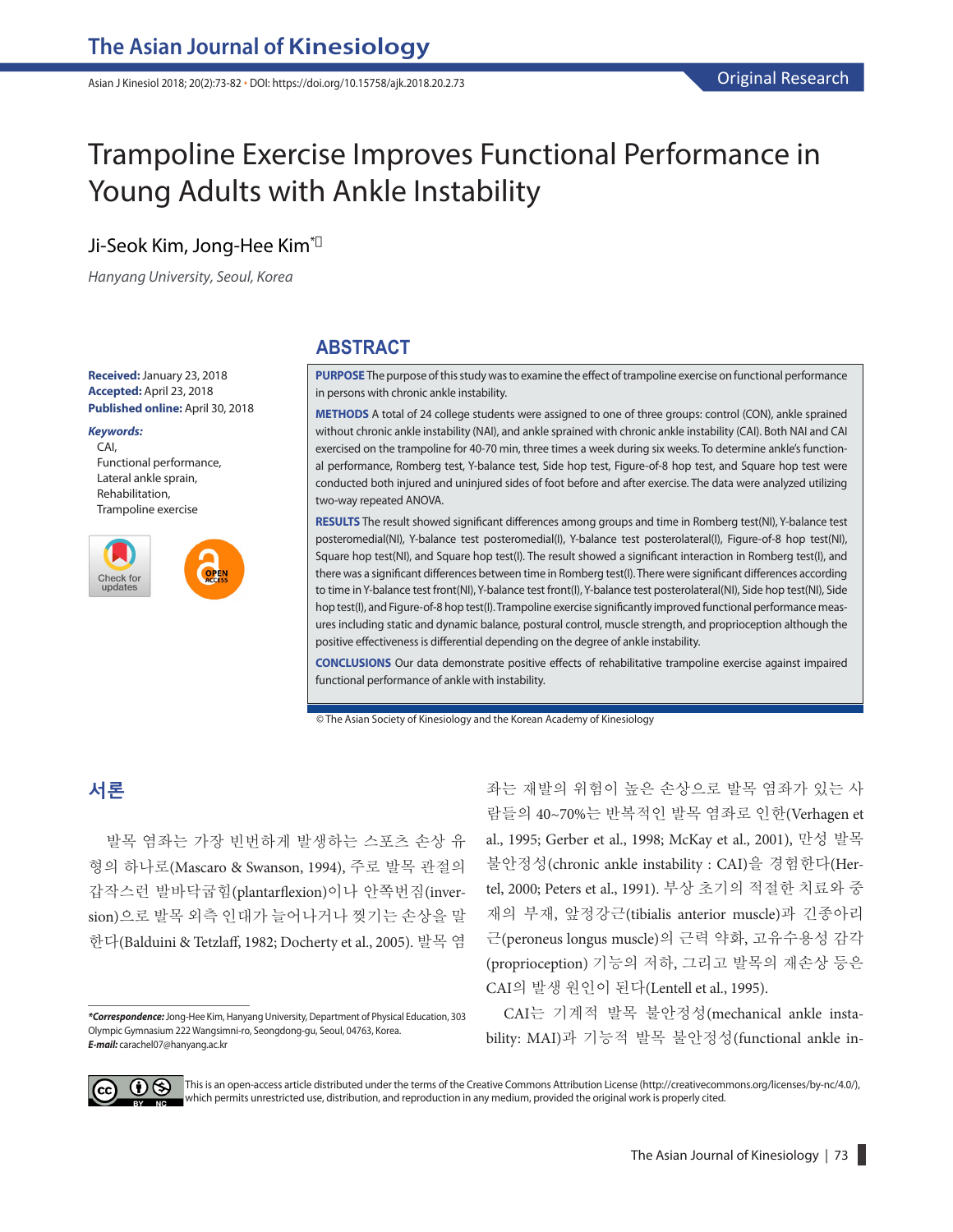# Trampoline Exercise Improves Functional Performance in Young Adults with Ankle Instability

Ji-Seok Kim, Jong-Hee Kim*

*Hanyang University, Seoul, Korea*

**Received:** January 23, 2018
**Accepted:** April 23, 2018
**Published online:** April 30, 2018

***Keywords:***
CAI,
Functional performance,
Lateral ankle sprain,
Rehabilitation,
Trampoline exercise

## ABSTRACT

**PURPOSE** The purpose of this study was to examine the effect of trampoline exercise on functional performance in persons with chronic ankle instability.

**METHODS** A total of 24 college students were assigned to one of three groups: control (CON), ankle sprained without chronic ankle instability (NAI), and ankle sprained with chronic ankle instability (CAI). Both NAI and CAI exercised on the trampoline for 40-70 min, three times a week during six weeks. To determine ankle's functional performance, Romberg test, Y-balance test, Side hop test, Figure-of-8 hop test, and Square hop test were conducted both injured and uninjured sides of foot before and after exercise. The data were analyzed utilizing two-way repeated ANOVA.

**RESULTS** The result showed significant differences among groups and time in Romberg test(NI), Y-balance test posteromedial(NI), Y-balance test posteromedial(I), Y-balance test posterolateral(I), Figure-of-8 hop test(NI), Square hop test(NI), and Square hop test(I). The result showed a significant interaction in Romberg test(I), and there was a significant differences between time in Romberg test(I). There were significant differences according to time in Y-balance test front(NI), Y-balance test front(I), Y-balance test posterolateral(NI), Side hop test(NI), Side hop test(I), and Figure-of-8 hop test(I). Trampoline exercise significantly improved functional performance measures including static and dynamic balance, postural control, muscle strength, and proprioception although the positive effectiveness is differential depending on the degree of ankle instability.

**CONCLUSIONS** Our data demonstrate positive effects of rehabilitative trampoline exercise against impaired functional performance of ankle with instability.

© The Asian Society of Kinesiology and the Korean Academy of Kinesiology

## 서론

발목 염좌는 가장 빈번하게 발생하는 스포츠 손상 유형의 하나로(Mascaro & Swanson, 1994), 주로 발목 관절의 갑작스런 발바닥굽힘(plantarflexion)이나 안쪽번짐(inversion)으로 발목 외측 인대가 늘어나거나 찢기는 손상을 말한다(Balduini & Tetzlaff, 1982; Docherty et al., 2005). 발목 염좌는 재발의 위험이 높은 손상으로 발목 염좌가 있는 사람들의 40~70%는 반복적인 발목 염좌로 인한(Verhagen et al., 1995; Gerber et al., 1998; McKay et al., 2001), 만성 발목 불안정성(chronic ankle instability : CAI)을 경험한다(Hertel, 2000; Peters et al., 1991). 부상 초기의 적절한 치료와 중재의 부재, 앞정강근(tibialis anterior muscle)과 긴종아리근(peroneus longus muscle)의 근력 약화, 고유수용성 감각(proprioception) 기능의 저하, 그리고 발목의 재손상 등은 CAI의 발생 원인이 된다(Lentell et al., 1995).

CAI는 기계적 발목 불안정성(mechanical ankle instability: MAI)과 기능적 발목 불안정성(functional ankle in-

***Correspondence:** Jong-Hee Kim, Hanyang University, Department of Physical Education, 303 Olympic Gymnasium 222 Wangsimni-ro, Seongdong-gu, Seoul, 04763, Korea.
***E-mail:** carachel07@hanyang.ac.kr

This is an open-access article distributed under the terms of the Creative Commons Attribution License (http://creativecommons.org/licenses/by-nc/4.0/), which permits unrestricted use, distribution, and reproduction in any medium, provided the original work is properly cited.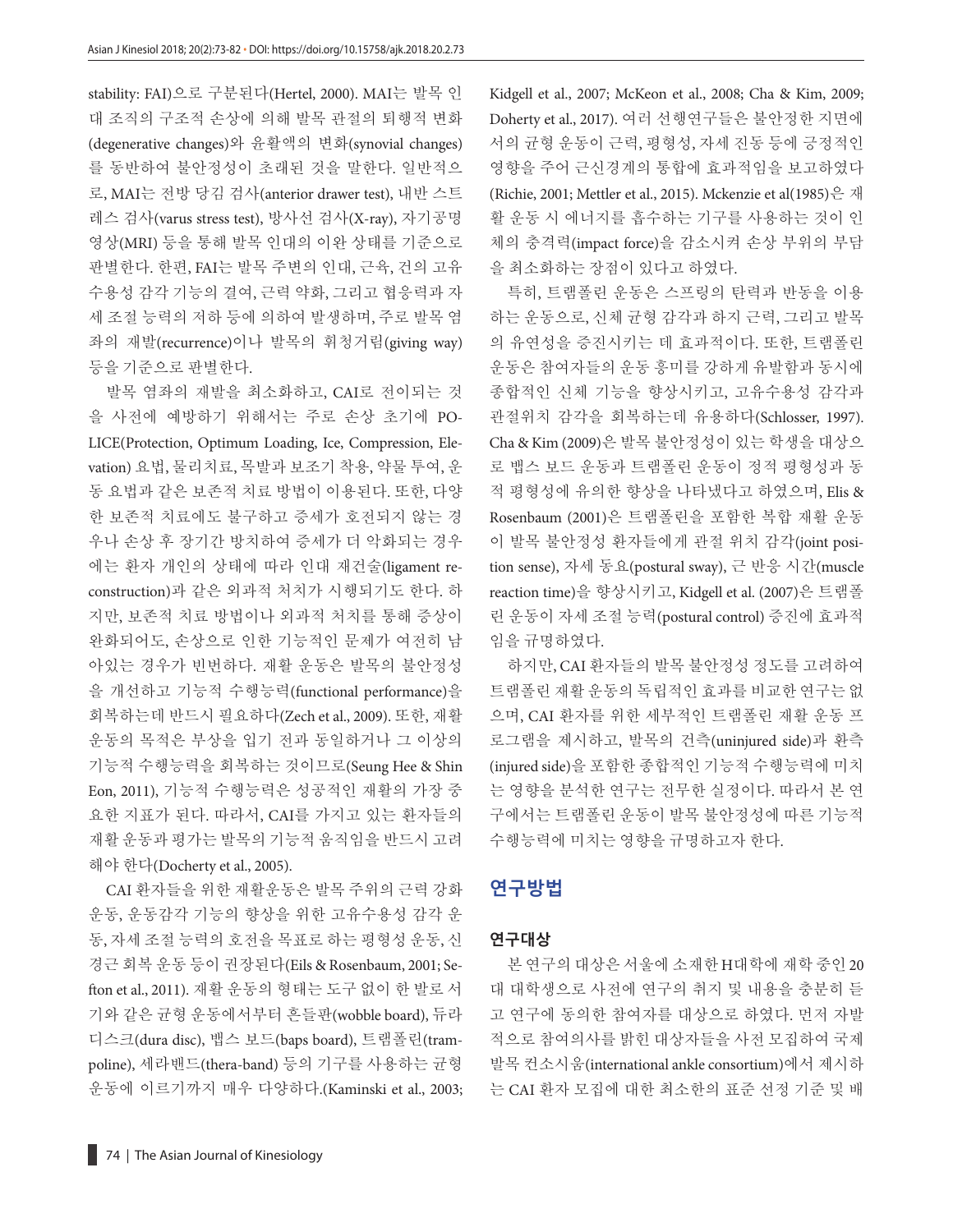stability: FAI)으로 구분된다(Hertel, 2000). MAI는 발목 인대 조직의 구조적 손상에 의해 발목 관절의 퇴행적 변화(degenerative changes)와 윤활액의 변화(synovial changes)를 동반하여 불안정성이 초래된 것을 말한다. 일반적으로, MAI는 전방 당김 검사(anterior drawer test), 내반 스트레스 검사(varus stress test), 방사선 검사(X-ray), 자기공명영상(MRI) 등을 통해 발목 인대의 이완 상태를 기준으로 판별한다. 한편, FAI는 발목 주변의 인대, 근육, 건의 고유수용성 감각 기능의 결여, 근력 약화, 그리고 협응력과 자세 조절 능력의 저하 등에 의하여 발생하며, 주로 발목 염좌의 재발(recurrence)이나 발목의 휘청거림(giving way) 등을 기준으로 판별한다.

발목 염좌의 재발을 최소화하고, CAI로 전이되는 것을 사전에 예방하기 위해서는 주로 손상 초기에 POLICE(Protection, Optimum Loading, Ice, Compression, Elevation) 요법, 물리치료, 목발과 보조기 착용, 약물 투여, 운동 요법과 같은 보존적 치료 방법이 이용된다. 또한, 다양한 보존적 치료에도 불구하고 증세가 호전되지 않는 경우나 손상 후 장기간 방치하여 증세가 더 악화되는 경우에는 환자 개인의 상태에 따라 인대 재건술(ligament reconstruction)과 같은 외과적 처치가 시행되기도 한다. 하지만, 보존적 치료 방법이나 외과적 처치를 통해 증상이 완화되어도, 손상으로 인한 기능적인 문제가 여전히 남아있는 경우가 빈번하다. 재활 운동은 발목의 불안정성을 개선하고 기능적 수행능력(functional performance)을 회복하는데 반드시 필요하다(Zech et al., 2009). 또한, 재활 운동의 목적은 부상을 입기 전과 동일하거나 그 이상의 기능적 수행능력을 회복하는 것이므로(Seung Hee & Shin Eon, 2011), 기능적 수행능력은 성공적인 재활의 가장 중요한 지표가 된다. 따라서, CAI를 가지고 있는 환자들의 재활 운동과 평가는 발목의 기능적 움직임을 반드시 고려해야 한다(Docherty et al., 2005).

CAI 환자들을 위한 재활운동은 발목 주위의 근력 강화 운동, 운동감각 기능의 향상을 위한 고유수용성 감각 운동, 자세 조절 능력의 호전을 목표로 하는 평형성 운동, 신경근 회복 운동 등이 권장된다(Eils & Rosenbaum, 2001; Sefton et al., 2011). 재활 운동의 형태는 도구 없이 한 발로 서기와 같은 균형 운동에서부터 흔들판(wobble board), 듀라디스크(dura disc), 뱁스 보드(baps board), 트램폴린(trampoline), 세라밴드(thera-band) 등의 기구를 사용하는 균형 운동에 이르기까지 매우 다양하다.(Kaminski et al., 2003; Kidgell et al., 2007; McKeon et al., 2008; Cha & Kim, 2009; Doherty et al., 2017). 여러 선행연구들은 불안정한 지면에서의 균형 운동이 근력, 평형성, 자세 진동 등에 긍정적인 영향을 주어 근신경계의 통합에 효과적임을 보고하였다(Richie, 2001; Mettler et al., 2015). Mckenzie et al(1985)은 재활 운동 시 에너지를 흡수하는 기구를 사용하는 것이 인체의 충격력(impact force)을 감소시켜 손상 부위의 부담을 최소화하는 장점이 있다고 하였다.

특히, 트램폴린 운동은 스프링의 탄력과 반동을 이용하는 운동으로, 신체 균형 감각과 하지 근력, 그리고 발목의 유연성을 증진시키는 데 효과적이다. 또한, 트램폴린 운동은 참여자들의 운동 흥미를 강하게 유발함과 동시에 종합적인 신체 기능을 향상시키고, 고유수용성 감각과 관절위치 감각을 회복하는데 유용하다(Schlosser, 1997). Cha & Kim (2009)은 발목 불안정성이 있는 학생을 대상으로 뱁스 보드 운동과 트램폴린 운동이 정적 평형성과 동적 평형성에 유의한 향상을 나타냈다고 하였으며, Elis & Rosenbaum (2001)은 트램폴린을 포함한 복합 재활 운동이 발목 불안정성 환자들에게 관절 위치 감각(joint position sense), 자세 동요(postural sway), 근 반응 시간(muscle reaction time)을 향상시키고, Kidgell et al. (2007)은 트램폴린 운동이 자세 조절 능력(postural control) 증진에 효과적임을 규명하였다.

하지만, CAI 환자들의 발목 불안정성 정도를 고려하여 트램폴린 재활 운동의 독립적인 효과를 비교한 연구는 없으며, CAI 환자를 위한 세부적인 트램폴린 재활 운동 프로그램을 제시하고, 발목의 건측(uninjured side)과 환측(injured side)을 포함한 종합적인 기능적 수행능력에 미치는 영향을 분석한 연구는 전무한 실정이다. 따라서 본 연구에서는 트램폴린 운동이 발목 불안정성에 따른 기능적 수행능력에 미치는 영향을 규명하고자 한다.

## 연구방법

### 연구대상

본 연구의 대상은 서울에 소재한 H대학에 재학 중인 20대 대학생으로 사전에 연구의 취지 및 내용을 충분히 듣고 연구에 동의한 참여자를 대상으로 하였다. 먼저 자발적으로 참여의사를 밝힌 대상자들을 사전 모집하여 국제 발목 컨소시움(international ankle consortium)에서 제시하는 CAI 환자 모집에 대한 최소한의 표준 선정 기준 및 배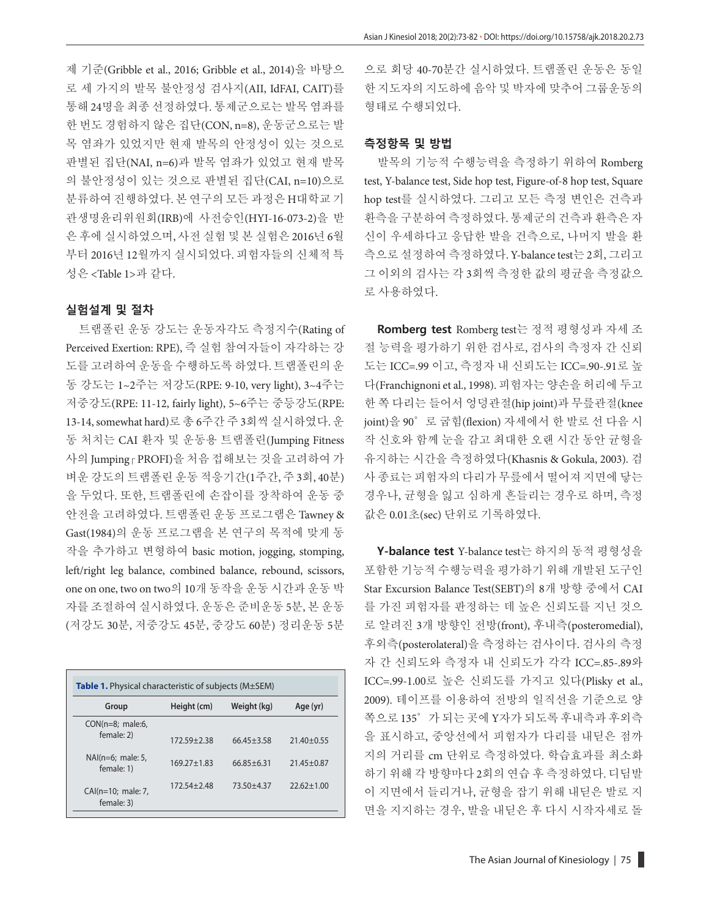제 기준(Gribble et al., 2016; Gribble et al., 2014)을 바탕으로 세 가지의 발목 불안정성 검사지(AII, IdFAI, CAIT)를 통해 24명을 최종 선정하였다. 통제군으로는 발목 염좌를 한 번도 경험하지 않은 집단(CON, n=8), 운동군으로는 발목 염좌가 있었지만 현재 발목의 안정성이 있는 것으로 판별된 집단(NAI, n=6)과 발목 염좌가 있었고 현재 발목의 불안정성이 있는 것으로 판별된 집단(CAI, n=10)으로 분류하여 진행하였다. 본 연구의 모든 과정은 H대학교 기관생명윤리위원회(IRB)에 사전승인(HYI-16-073-2)을 받은 후에 실시하였으며, 사전 실험 및 본 실험은 2016년 6월부터 2016년 12월까지 실시되었다. 피험자들의 신체적 특성은 <Table 1>과 같다.

### 실험설계 및 절차

트램폴린 운동 강도는 운동자각도 측정지수(Rating of Perceived Exertion: RPE), 즉 실험 참여자들이 자각하는 강도를 고려하여 운동을 수행하도록 하였다. 트램폴린의 운동 강도는 1~2주는 저강도(RPE: 9-10, very light), 3~4주는 저중강도(RPE: 11-12, fairly light), 5~6주는 중등강도(RPE: 13-14, somewhat hard)로 총 6주간 주 3회씩 실시하였다. 운동 처치는 CAI 환자 및 운동용 트램폴린(Jumping Fitness 사의 Jumping┌PROFI)을 처음 접해보는 것을 고려하여 가벼운 강도의 트램폴린 운동 적응기간(1주간, 주 3회, 40분)을 두었다. 또한, 트램폴린에 손잡이를 장착하여 운동 중 안전을 고려하였다. 트램폴린 운동 프로그램은 Tawney & Gast(1984)의 운동 프로그램을 본 연구의 목적에 맞게 동작을 추가하고 변형하여 basic motion, jogging, stomping, left/right leg balance, combined balance, rebound, scissors, one on one, two on two의 10개 동작을 운동 시간과 운동 박자를 조절하여 실시하였다. 운동은 준비운동 5분, 본 운동(저강도 30분, 저중강도 45분, 중강도 60분) 정리운동 5분으로 회당 40-70분간 실시하였다. 트램폴린 운동은 동일한 지도자의 지도하에 음악 및 박자에 맞추어 그룹운동의 형태로 수행되었다.

**Table 1.** Physical characteristic of subjects (M±SEM)

| Group | Height (cm) | Weight (kg) | Age (yr) |
|---|---|---|---|
| CON(n=8; male:6, female: 2) | 172.59±2.38 | 66.45±3.58 | 21.40±0.55 |
| NAI(n=6; male: 5, female: 1) | 169.27±1.83 | 66.85±6.31 | 21.45±0.87 |
| CAI(n=10; male: 7, female: 3) | 172.54±2.48 | 73.50±4.37 | 22.62±1.00 |

### 측정항목 및 방법

발목의 기능적 수행능력을 측정하기 위하여 Romberg test, Y-balance test, Side hop test, Figure-of-8 hop test, Square hop test를 실시하였다. 그리고 모든 측정 변인은 건측과 환측을 구분하여 측정하였다. 통제군의 건측과 환측은 자신이 우세하다고 응답한 발을 건측으로, 나머지 발을 환측으로 설정하여 측정하였다. Y-balance test는 2회, 그리고 그 이외의 검사는 각 3회씩 측정한 값의 평균을 측정값으로 사용하였다.

**Romberg test** Romberg test는 정적 평형성과 자세 조절 능력을 평가하기 위한 검사로, 검사의 측정자 간 신뢰도는 ICC=.99 이고, 측정자 내 신뢰도는 ICC=.90-.91로 높다(Franchignoni et al., 1998). 피험자는 양손을 허리에 두고 한 쪽 다리는 들어서 엉덩관절(hip joint)과 무릎관절(knee joint)을 90˚로 굽힘(flexion) 자세에서 한 발로 선 다음 시작 신호와 함께 눈을 감고 최대한 오랜 시간 동안 균형을 유지하는 시간을 측정하였다(Khasnis & Gokula, 2003). 검사 종료는 피험자의 다리가 무릎에서 떨어져 지면에 닿는 경우나, 균형을 잃고 심하게 흔들리는 경우로 하며, 측정값은 0.01초(sec) 단위로 기록하였다.

**Y-balance test** Y-balance test는 하지의 동적 평형성을 포함한 기능적 수행능력을 평가하기 위해 개발된 도구인 Star Excursion Balance Test(SEBT)의 8개 방향 중에서 CAI를 가진 피험자를 판정하는 데 높은 신뢰도를 지닌 것으로 알려진 3개 방향인 전방(front), 후내측(posteromedial), 후외측(posterolateral)을 측정하는 검사이다. 검사의 측정자 간 신뢰도와 측정자 내 신뢰도가 각각 ICC=.85-.89와 ICC=.99-1.00로 높은 신뢰도를 가지고 있다(Plisky et al., 2009). 테이프를 이용하여 전방의 일직선을 기준으로 양쪽으로 135˚가 되는 곳에 Y자가 되도록 후내측과 후외측을 표시하고, 중앙선에서 피험자가 다리를 내딛은 점까지의 거리를 cm 단위로 측정하였다. 학습효과를 최소화하기 위해 각 방향마다 2회의 연습 후 측정하였다. 디딤발이 지면에서 들리거나, 균형을 잡기 위해 내딛은 발로 지면을 지지하는 경우, 발을 내딛은 후 다시 시작자세로 돌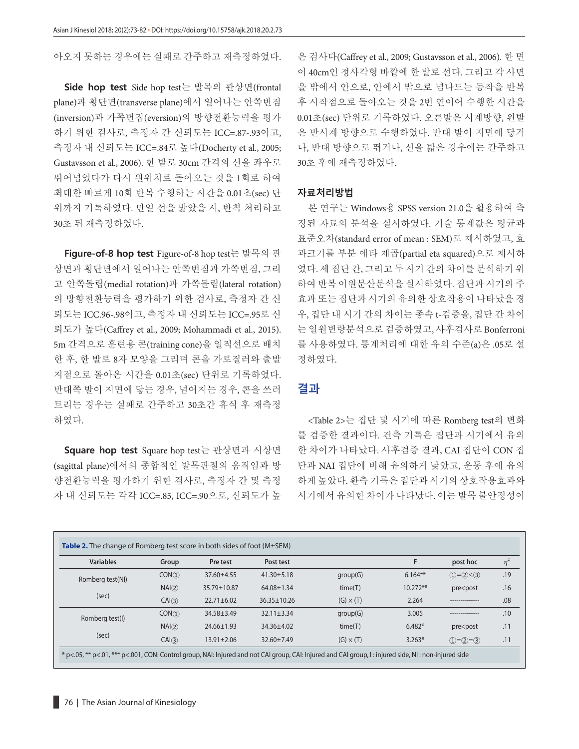아오지 못하는 경우에는 실패로 간주하고 재측정하였다.

**Side hop test** Side hop test는 발목의 관상면(frontal plane)과 횡단면(transverse plane)에서 일어나는 안쪽번짐(inversion)과 가쪽번짐(eversion)의 방향전환능력을 평가하기 위한 검사로, 측정자 간 신뢰도는 ICC=.87-.93이고, 측정자 내 신뢰도는 ICC=.84로 높다(Docherty et al., 2005; Gustavsson et al., 2006). 한 발로 30cm 간격의 선을 좌우로 뛰어넘었다가 다시 원위치로 돌아오는 것을 1회로 하여 최대한 빠르게 10회 반복 수행하는 시간을 0.01초(sec) 단위까지 기록하였다. 만일 선을 밟았을 시, 반칙 처리하고 30초 뒤 재측정하였다.

**Figure-of-8 hop test** Figure-of-8 hop test는 발목의 관상면과 횡단면에서 일어나는 안쪽번짐과 가쪽번짐, 그리고 안쪽돌림(medial rotation)과 가쪽돌림(lateral rotation)의 방향전환능력을 평가하기 위한 검사로, 측정자 간 신뢰도는 ICC.96-.98이고, 측정자 내 신뢰도는 ICC=.95로 신뢰도가 높다(Caffrey et al., 2009; Mohammadi et al., 2015). 5m 간격으로 훈련용 콘(training cone)을 일직선으로 배치한 후, 한 발로 8자 모양을 그리며 콘을 가로질러와 출발지점으로 돌아온 시간을 0.01초(sec) 단위로 기록하였다. 반대쪽 발이 지면에 닿는 경우, 넘어지는 경우, 콘을 쓰러트리는 경우는 실패로 간주하고 30초간 휴식 후 재측정하였다.

**Square hop test** Square hop test는 관상면과 시상면(sagittal plane)에서의 종합적인 발목관절의 움직임과 방향전환능력을 평가하기 위한 검사로, 측정자 간 및 측정자 내 신뢰도는 각각 ICC=.85, ICC=.90으로, 신뢰도가 높은 검사다(Caffrey et al., 2009; Gustavsson et al., 2006). 한 면이 40cm인 정사각형 바깥에 한 발로 선다. 그리고 각 사면을 밖에서 안으로, 안에서 밖으로 넘나드는 동작을 반복 후 시작점으로 돌아오는 것을 2번 연이어 수행한 시간을 0.01초(sec) 단위로 기록하였다. 오른발은 시계방향, 왼발은 반시계 방향으로 수행하였다. 반대 발이 지면에 닿거나, 반대 방향으로 뛰거나, 선을 밟은 경우에는 간주하고 30초 후에 재측정하였다.

### 자료처리방법

본 연구는 Windows용 SPSS version 21.0을 활용하여 측정된 자료의 분석을 실시하였다. 기술 통계값은 평균과 표준오차(standard error of mean : SEM)로 제시하였고, 효과크기를 부분 에타 제곱(partial eta squared)으로 제시하였다. 세 집단 간, 그리고 두 시기 간의 차이를 분석하기 위하여 반복 이원분산분석을 실시하였다. 집단과 시기의 주효과 또는 집단과 시기의 유의한 상호작용이 나타났을 경우, 집단 내 시기 간의 차이는 종속 t-검증을, 집단 간 차이는 일원변량분석으로 검증하였고, 사후검사로 Bonferroni를 사용하였다. 통계처리에 대한 유의 수준(a)은 .05로 설정하였다.

## 결과

<Table 2>는 집단 및 시기에 따른 Romberg test의 변화를 검증한 결과이다. 건측 기록은 집단과 시기에서 유의한 차이가 나타났다. 사후검증 결과, CAI 집단이 CON 집단과 NAI 집단에 비해 유의하게 낮았고, 운동 후에 유의하게 높았다. 환측 기록은 집단과 시기의 상호작용효과와 시기에서 유의한 차이가 나타났다. 이는 발목 불안정성이

**Table 2.** The change of Romberg test score in both sides of foot (M±SEM)

| Variables | Group | Pre test | Post test | | F | post hoc | $\eta^2$ |
|---|---|---|---|---|---|---|---|
| Romberg test(NI) (sec) | CON① | 37.60±4.55 | 41.30±5.18 | group(G) | 6.164** | ①=②<③ | .19 |
| | NAI② | 35.79±10.87 | 64.08±1.34 | time(T) | 10.272** | pre<post | .16 |
| | CAI③ | 22.71±6.02 | 36.35±10.26 | (G) × (T) | 2.264 | -------------- | .08 |
| Romberg test(I) (sec) | CON① | 34.58±3.49 | 32.11±3.34 | group(G) | 3.005 | -------------- | .10 |
| | NAI② | 24.66±1.93 | 34.36±4.02 | time(T) | 6.482* | pre<post | .11 |
| | CAI③ | 13.91±2.06 | 32.60±7.49 | (G) × (T) | 3.263* | ①=②=③ | .11 |

* p<.05, ** p<.01, *** p<.001, CON: Control group, NAI: Injured and not CAI group, CAI: Injured and CAI group, I : injured side, NI : non-injured side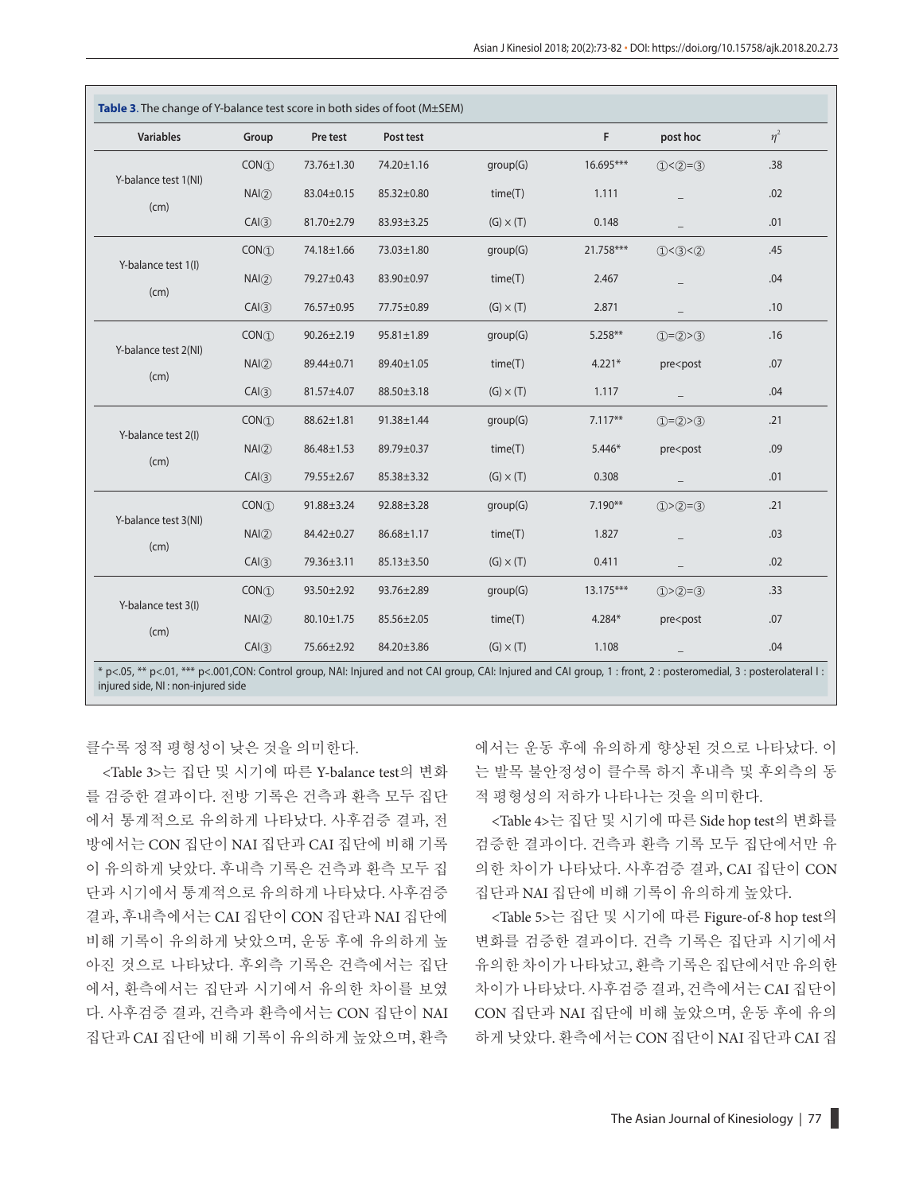**Table 3.** The change of Y-balance test score in both sides of foot (M±SEM)

| Variables | Group | Pre test | Post test | | F | post hoc | $\eta^2$ |
|---|---|---|---|---|---|---|---|
| Y-balance test 1(NI) (cm) | CON① | 73.76±1.30 | 74.20±1.16 | group(G) | 16.695*** | ①<②=③ | .38 |
| | NAI② | 83.04±0.15 | 85.32±0.80 | time(T) | 1.111 | _ | .02 |
| | CAI③ | 81.70±2.79 | 83.93±3.25 | (G) × (T) | 0.148 | _ | .01 |
| Y-balance test 1(I) (cm) | CON① | 74.18±1.66 | 73.03±1.80 | group(G) | 21.758*** | ①<③<② | .45 |
| | NAI② | 79.27±0.43 | 83.90±0.97 | time(T) | 2.467 | _ | .04 |
| | CAI③ | 76.57±0.95 | 77.75±0.89 | (G) × (T) | 2.871 | _ | .10 |
| Y-balance test 2(NI) (cm) | CON① | 90.26±2.19 | 95.81±1.89 | group(G) | 5.258** | ①=②>③ | .16 |
| | NAI② | 89.44±0.71 | 89.40±1.05 | time(T) | 4.221* | pre<post | .07 |
| | CAI③ | 81.57±4.07 | 88.50±3.18 | (G) × (T) | 1.117 | _ | .04 |
| Y-balance test 2(I) (cm) | CON① | 88.62±1.81 | 91.38±1.44 | group(G) | 7.117** | ①=②>③ | .21 |
| | NAI② | 86.48±1.53 | 89.79±0.37 | time(T) | 5.446* | pre<post | .09 |
| | CAI③ | 79.55±2.67 | 85.38±3.32 | (G) × (T) | 0.308 | _ | .01 |
| Y-balance test 3(NI) (cm) | CON① | 91.88±3.24 | 92.88±3.28 | group(G) | 7.190** | ①>②=③ | .21 |
| | NAI② | 84.42±0.27 | 86.68±1.17 | time(T) | 1.827 | _ | .03 |
| | CAI③ | 79.36±3.11 | 85.13±3.50 | (G) × (T) | 0.411 | _ | .02 |
| Y-balance test 3(I) (cm) | CON① | 93.50±2.92 | 93.76±2.89 | group(G) | 13.175*** | ①>②=③ | .33 |
| | NAI② | 80.10±1.75 | 85.56±2.05 | time(T) | 4.284* | pre<post | .07 |
| | CAI③ | 75.66±2.92 | 84.20±3.86 | (G) × (T) | 1.108 | _ | .04 |

* p<.05, ** p<.01, *** p<.001,CON: Control group, NAI: Injured and not CAI group, CAI: Injured and CAI group, 1 : front, 2 : posteromedial, 3 : posterolateral I : injured side, NI : non-injured side

클수록 정적 평형성이 낮은 것을 의미한다.

<Table 3>는 집단 및 시기에 따른 Y-balance test의 변화를 검증한 결과이다. 전방 기록은 건측과 환측 모두 집단에서 통계적으로 유의하게 나타났다. 사후검증 결과, 전방에서는 CON 집단이 NAI 집단과 CAI 집단에 비해 기록이 유의하게 낮았다. 후내측 기록은 건측과 환측 모두 집단과 시기에서 통계적으로 유의하게 나타났다. 사후검증 결과, 후내측에서는 CAI 집단이 CON 집단과 NAI 집단에 비해 기록이 유의하게 낮았으며, 운동 후에 유의하게 높아진 것으로 나타났다. 후외측 기록은 건측에서는 집단에서, 환측에서는 집단과 시기에서 유의한 차이를 보였다. 사후검증 결과, 건측과 환측에서는 CON 집단이 NAI 집단과 CAI 집단에 비해 기록이 유의하게 높았으며, 환측에서는 운동 후에 유의하게 향상된 것으로 나타났다. 이는 발목 불안정성이 클수록 하지 후내측 및 후외측의 동적 평형성의 저하가 나타나는 것을 의미한다.

<Table 4>는 집단 및 시기에 따른 Side hop test의 변화를 검증한 결과이다. 건측과 환측 기록 모두 집단에서만 유의한 차이가 나타났다. 사후검증 결과, CAI 집단이 CON 집단과 NAI 집단에 비해 기록이 유의하게 높았다.

<Table 5>는 집단 및 시기에 따른 Figure-of-8 hop test의 변화를 검증한 결과이다. 건측 기록은 집단과 시기에서 유의한 차이가 나타났고, 환측 기록은 집단에서만 유의한 차이가 나타났다. 사후검증 결과, 건측에서는 CAI 집단이 CON 집단과 NAI 집단에 비해 높았으며, 운동 후에 유의하게 낮았다. 환측에서는 CON 집단이 NAI 집단과 CAI 집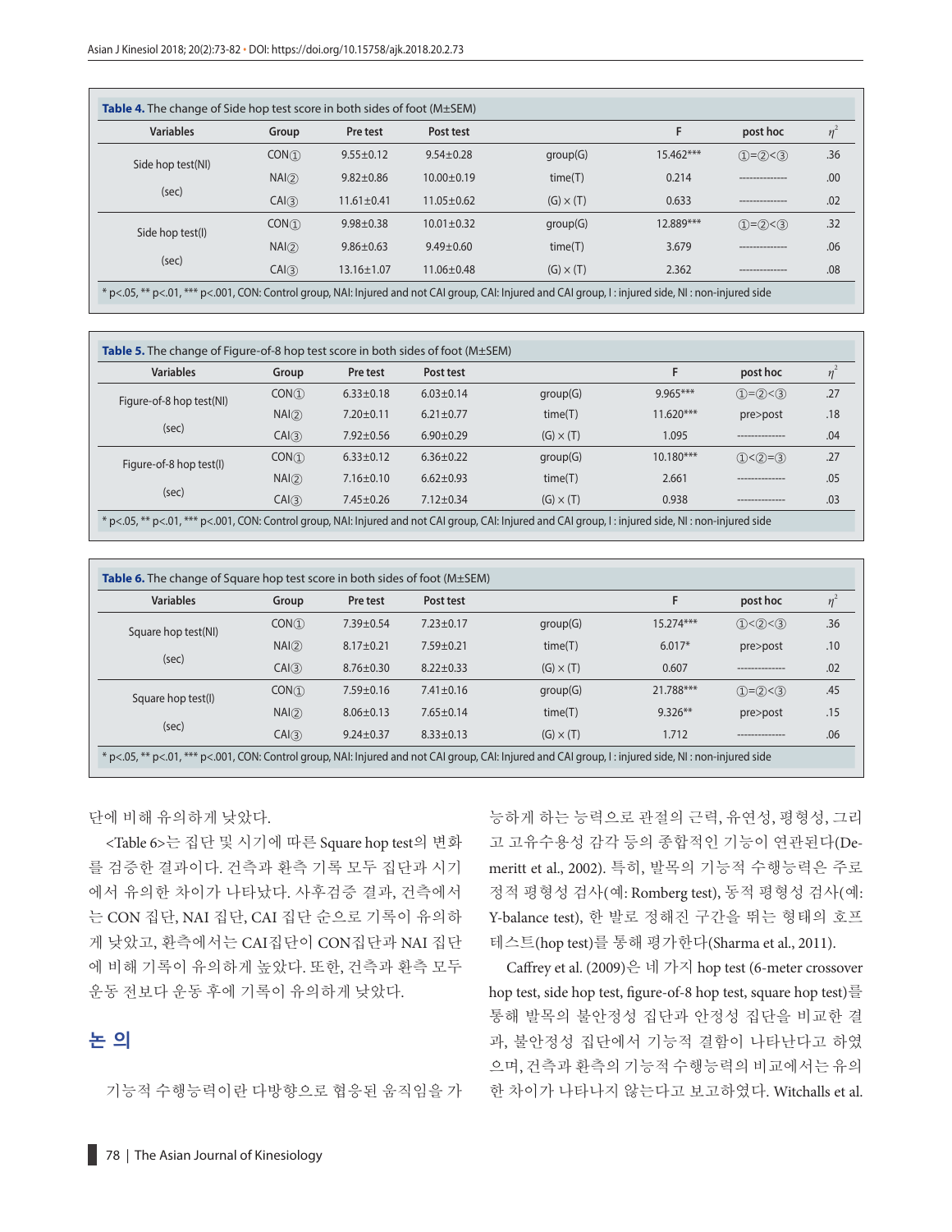**Table 4.** The change of Side hop test score in both sides of foot (M±SEM)

| Variables | Group | Pre test | Post test | | F | post hoc | $\eta^2$ |
|---|---|---|---|---|---|---|---|
| Side hop test(NI) (sec) | CON① | 9.55±0.12 | 9.54±0.28 | group(G) | 15.462*** | ①=②<③ | .36 |
| | NAI② | 9.82±0.86 | 10.00±0.19 | time(T) | 0.214 | -------------- | .00 |
| | CAI③ | 11.61±0.41 | 11.05±0.62 | (G) × (T) | 0.633 | -------------- | .02 |
| Side hop test(I) (sec) | CON① | 9.98±0.38 | 10.01±0.32 | group(G) | 12.889*** | ①=②<③ | .32 |
| | NAI② | 9.86±0.63 | 9.49±0.60 | time(T) | 3.679 | -------------- | .06 |
| | CAI③ | 13.16±1.07 | 11.06±0.48 | (G) × (T) | 2.362 | -------------- | .08 |

* p<.05, ** p<.01, *** p<.001, CON: Control group, NAI: Injured and not CAI group, CAI: Injured and CAI group, I : injured side, NI : non-injured side

**Table 5.** The change of Figure-of-8 hop test score in both sides of foot (M±SEM)

| Variables | Group | Pre test | Post test | | F | post hoc | $\eta^2$ |
|---|---|---|---|---|---|---|---|
| Figure-of-8 hop test(NI) (sec) | CON① | 6.33±0.18 | 6.03±0.14 | group(G) | 9.965*** | ①=②<③ | .27 |
| | NAI② | 7.20±0.11 | 6.21±0.77 | time(T) | 11.620*** | pre>post | .18 |
| | CAI③ | 7.92±0.56 | 6.90±0.29 | (G) × (T) | 1.095 | -------------- | .04 |
| Figure-of-8 hop test(I) (sec) | CON① | 6.33±0.12 | 6.36±0.22 | group(G) | 10.180*** | ①<②=③ | .27 |
| | NAI② | 7.16±0.10 | 6.62±0.93 | time(T) | 2.661 | -------------- | .05 |
| | CAI③ | 7.45±0.26 | 7.12±0.34 | (G) × (T) | 0.938 | -------------- | .03 |

* p<.05, ** p<.01, *** p<.001, CON: Control group, NAI: Injured and not CAI group, CAI: Injured and CAI group, I : injured side, NI : non-injured side

**Table 6.** The change of Square hop test score in both sides of foot (M±SEM)

| Variables | Group | Pre test | Post test | | F | post hoc | $\eta^2$ |
|---|---|---|---|---|---|---|---|
| Square hop test(NI) (sec) | CON① | 7.39±0.54 | 7.23±0.17 | group(G) | 15.274*** | ①<②<③ | .36 |
| | NAI② | 8.17±0.21 | 7.59±0.21 | time(T) | 6.017* | pre>post | .10 |
| | CAI③ | 8.76±0.30 | 8.22±0.33 | (G) × (T) | 0.607 | -------------- | .02 |
| Square hop test(I) (sec) | CON① | 7.59±0.16 | 7.41±0.16 | group(G) | 21.788*** | ①=②<③ | .45 |
| | NAI② | 8.06±0.13 | 7.65±0.14 | time(T) | 9.326** | pre>post | .15 |
| | CAI③ | 9.24±0.37 | 8.33±0.13 | (G) × (T) | 1.712 | -------------- | .06 |

* p<.05, ** p<.01, *** p<.001, CON: Control group, NAI: Injured and not CAI group, CAI: Injured and CAI group, I : injured side, NI : non-injured side

단에 비해 유의하게 낮았다.

<Table 6>는 집단 및 시기에 따른 Square hop test의 변화를 검증한 결과이다. 건측과 환측 기록 모두 집단과 시기에서 유의한 차이가 나타났다. 사후검증 결과, 건측에서는 CON 집단, NAI 집단, CAI 집단 순으로 기록이 유의하게 낮았고, 환측에서는 CAI집단이 CON집단과 NAI 집단에 비해 기록이 유의하게 높았다. 또한, 건측과 환측 모두 운동 전보다 운동 후에 기록이 유의하게 낮았다.

## 논 의

기능적 수행능력이란 다방향으로 협응된 움직임을 가능하게 하는 능력으로 관절의 근력, 유연성, 평형성, 그리고 고유수용성 감각 등의 종합적인 기능이 연관된다(Demeritt et al., 2002). 특히, 발목의 기능적 수행능력은 주로 정적 평형성 검사(예: Romberg test), 동적 평형성 검사(예: Y-balance test), 한 발로 정해진 구간을 뛰는 형태의 호프 테스트(hop test)를 통해 평가한다(Sharma et al., 2011).

Caffrey et al. (2009)은 네 가지 hop test (6-meter crossover hop test, side hop test, figure-of-8 hop test, square hop test)를 통해 발목의 불안정성 집단과 안정성 집단을 비교한 결과, 불안정성 집단에서 기능적 결함이 나타난다고 하였으며, 건측과 환측의 기능적 수행능력의 비교에서는 유의한 차이가 나타나지 않는다고 보고하였다. Witchalls et al.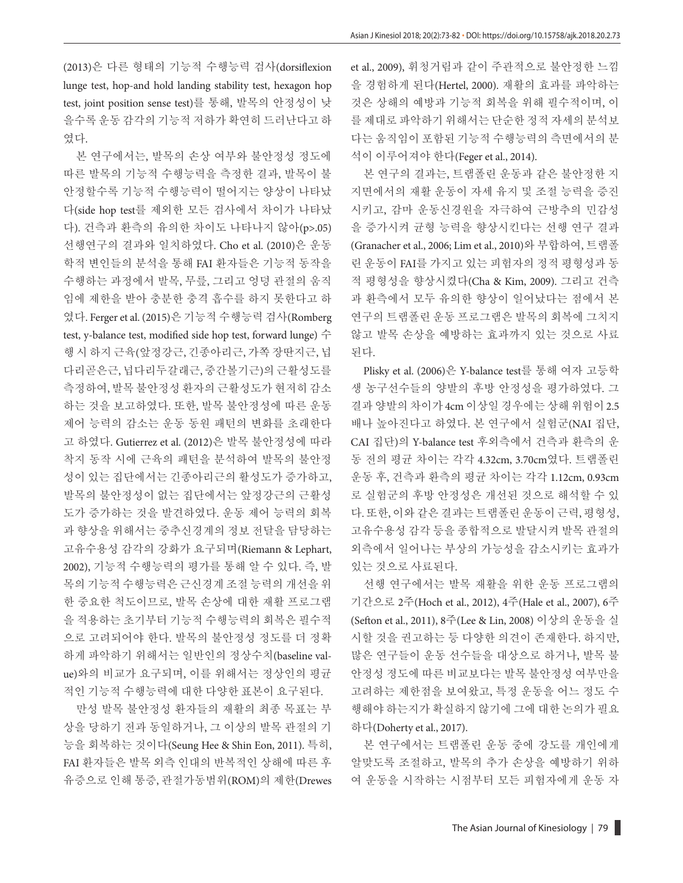(2013)은 다른 형태의 기능적 수행능력 검사(dorsiflexion lunge test, hop-and hold landing stability test, hexagon hop test, joint position sense test)를 통해, 발목의 안정성이 낮을수록 운동 감각의 기능적 저하가 확연히 드러난다고 하였다.

본 연구에서는, 발목의 손상 여부와 불안정성 정도에 따른 발목의 기능적 수행능력을 측정한 결과, 발목이 불안정할수록 기능적 수행능력이 떨어지는 양상이 나타났다(side hop test를 제외한 모든 검사에서 차이가 나타났다). 건측과 환측의 유의한 차이도 나타나지 않아(p>.05) 선행연구의 결과와 일치하였다. Cho et al. (2010)은 운동학적 변인들의 분석을 통해 FAI 환자들은 기능적 동작을 수행하는 과정에서 발목, 무릎, 그리고 엉덩 관절의 움직임에 제한을 받아 충분한 충격 흡수를 하지 못한다고 하였다. Ferger et al. (2015)은 기능적 수행능력 검사(Romberg test, y-balance test, modified side hop test, forward lunge) 수행 시 하지 근육(앞정강근, 긴종아리근, 가쪽 장딴지근, 넙다리곧은근, 넙다리두갈래근, 중간볼기근)의 근활성도를 측정하여, 발목 불안정성 환자의 근활성도가 현저히 감소하는 것을 보고하였다. 또한, 발목 불안정성에 따른 운동 제어 능력의 감소는 운동 동원 패턴의 변화를 초래한다고 하였다. Gutierrez et al. (2012)은 발목 불안정성에 따라 착지 동작 시에 근육의 패턴을 분석하여 발목의 불안정성이 있는 집단에서는 긴종아리근의 활성도가 증가하고, 발목의 불안정성이 없는 집단에서는 앞정강근의 근활성도가 증가하는 것을 발견하였다. 운동 제어 능력의 회복과 향상을 위해서는 중추신경계의 정보 전달을 담당하는 고유수용성 감각의 강화가 요구되며(Riemann & Lephart, 2002), 기능적 수행능력의 평가를 통해 알 수 있다. 즉, 발목의 기능적 수행능력은 근신경계 조절 능력의 개선을 위한 중요한 척도이므로, 발목 손상에 대한 재활 프로그램을 적용하는 초기부터 기능적 수행능력의 회복은 필수적으로 고려되어야 한다. 발목의 불안정성 정도를 더 정확하게 파악하기 위해서는 일반인의 정상수치(baseline value)와의 비교가 요구되며, 이를 위해서는 정상인의 평균적인 기능적 수행능력에 대한 다양한 표본이 요구된다.

만성 발목 불안정성 환자들의 재활의 최종 목표는 부상을 당하기 전과 동일하거나, 그 이상의 발목 관절의 기능을 회복하는 것이다(Seung Hee & Shin Eon, 2011). 특히, FAI 환자들은 발목 외측 인대의 반복적인 상해에 따른 후유증으로 인해 통증, 관절가동범위(ROM)의 제한(Drewes et al., 2009), 휘청거림과 같이 주관적으로 불안정한 느낌을 경험하게 된다(Hertel, 2000). 재활의 효과를 파악하는 것은 상해의 예방과 기능적 회복을 위해 필수적이며, 이를 제대로 파악하기 위해서는 단순한 정적 자세의 분석보다는 움직임이 포함된 기능적 수행능력의 측면에서의 분석이 이루어져야 한다(Feger et al., 2014).

본 연구의 결과는, 트램폴린 운동과 같은 불안정한 지지면에서의 재활 운동이 자세 유지 및 조절 능력을 증진시키고, 감마 운동신경원을 자극하여 근방추의 민감성을 증가시켜 균형 능력을 향상시킨다는 선행 연구 결과(Granacher et al., 2006; Lim et al., 2010)와 부합하여, 트램폴린 운동이 FAI를 가지고 있는 피험자의 정적 평형성과 동적 평형성을 향상시켰다(Cha & Kim, 2009). 그리고 건측과 환측에서 모두 유의한 향상이 일어났다는 점에서 본 연구의 트램폴린 운동 프로그램은 발목의 회복에 그치지 않고 발목 손상을 예방하는 효과까지 있는 것으로 사료된다.

Plisky et al. (2006)은 Y-balance test를 통해 여자 고등학생 농구선수들의 양발의 후방 안정성을 평가하였다. 그 결과 양발의 차이가 4cm 이상일 경우에는 상해 위험이 2.5배나 높아진다고 하였다. 본 연구에서 실험군(NAI 집단, CAI 집단)의 Y-balance test 후외측에서 건측과 환측의 운동 전의 평균 차이는 각각 4.32cm, 3.70cm였다. 트램폴린 운동 후, 건측과 환측의 평균 차이는 각각 1.12cm, 0.93cm로 실험군의 후방 안정성은 개선된 것으로 해석할 수 있다. 또한, 이와 같은 결과는 트램폴린 운동이 근력, 평형성, 고유수용성 감각 등을 종합적으로 발달시켜 발목 관절의 외측에서 일어나는 부상의 가능성을 감소시키는 효과가 있는 것으로 사료된다.

선행 연구에서는 발목 재활을 위한 운동 프로그램의 기간으로 2주(Hoch et al., 2012), 4주(Hale et al., 2007), 6주(Sefton et al., 2011), 8주(Lee & Lin, 2008) 이상의 운동을 실시할 것을 권고하는 등 다양한 의견이 존재한다. 하지만, 많은 연구들이 운동 선수들을 대상으로 하거나, 발목 불안정성 정도에 따른 비교보다는 발목 불안정성 여부만을 고려하는 제한점을 보여왔고, 특정 운동을 어느 정도 수행해야 하는지가 확실하지 않기에 그에 대한 논의가 필요하다(Doherty et al., 2017).

본 연구에서는 트램폴린 운동 중에 강도를 개인에게 알맞도록 조절하고, 발목의 추가 손상을 예방하기 위하여 운동을 시작하는 시점부터 모든 피험자에게 운동 자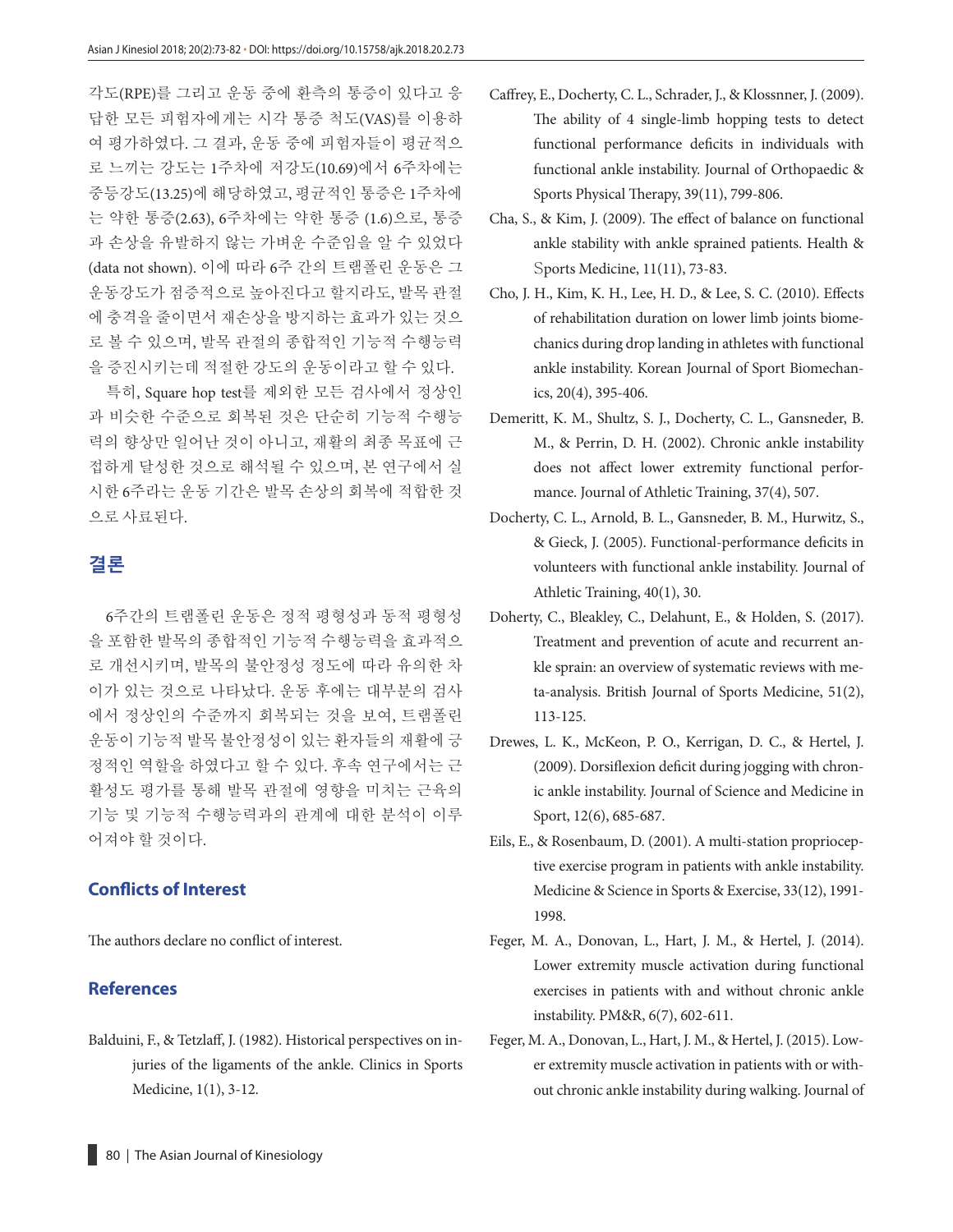각도(RPE)를 그리고 운동 중에 환측의 통증이 있다고 응답한 모든 피험자에게는 시각 통증 척도(VAS)를 이용하여 평가하였다. 그 결과, 운동 중에 피험자들이 평균적으로 느끼는 강도는 1주차에 저강도(10.69)에서 6주차에는 중등강도(13.25)에 해당하였고, 평균적인 통증은 1주차에는 약한 통증(2.63), 6주차에는 약한 통증 (1.6)으로, 통증과 손상을 유발하지 않는 가벼운 수준임을 알 수 있었다 (data not shown). 이에 따라 6주 간의 트램폴린 운동은 그 운동강도가 점증적으로 높아진다고 할지라도, 발목 관절에 충격을 줄이면서 재손상을 방지하는 효과가 있는 것으로 볼 수 있으며, 발목 관절의 종합적인 기능적 수행능력을 증진시키는데 적절한 강도의 운동이라고 할 수 있다.

특히, Square hop test를 제외한 모든 검사에서 정상인과 비슷한 수준으로 회복된 것은 단순히 기능적 수행능력의 향상만 일어난 것이 아니고, 재활의 최종 목표에 근접하게 달성한 것으로 해석될 수 있으며, 본 연구에서 실시한 6주라는 운동 기간은 발목 손상의 회복에 적합한 것으로 사료된다.

## 결론

6주간의 트램폴린 운동은 정적 평형성과 동적 평형성을 포함한 발목의 종합적인 기능적 수행능력을 효과적으로 개선시키며, 발목의 불안정성 정도에 따라 유의한 차이가 있는 것으로 나타났다. 운동 후에는 대부분의 검사에서 정상인의 수준까지 회복되는 것을 보여, 트램폴린 운동이 기능적 발목 불안정성이 있는 환자들의 재활에 긍정적인 역할을 하였다고 할 수 있다. 후속 연구에서는 근활성도 평가를 통해 발목 관절에 영향을 미치는 근육의 기능 및 기능적 수행능력과의 관계에 대한 분석이 이루어져야 할 것이다.

## Conflicts of Interest

The authors declare no conflict of interest.

## References

Balduini, F., & Tetzlaff, J. (1982). Historical perspectives on injuries of the ligaments of the ankle. Clinics in Sports Medicine, 1(1), 3-12.

Caffrey, E., Docherty, C. L., Schrader, J., & Klossnner, J. (2009). The ability of 4 single-limb hopping tests to detect functional performance deficits in individuals with functional ankle instability. Journal of Orthopaedic & Sports Physical Therapy, 39(11), 799-806.

Cha, S., & Kim, J. (2009). The effect of balance on functional ankle stability with ankle sprained patients. Health & Sports Medicine, 11(11), 73-83.

Cho, J. H., Kim, K. H., Lee, H. D., & Lee, S. C. (2010). Effects of rehabilitation duration on lower limb joints biomechanics during drop landing in athletes with functional ankle instability. Korean Journal of Sport Biomechanics, 20(4), 395-406.

Demeritt, K. M., Shultz, S. J., Docherty, C. L., Gansneder, B. M., & Perrin, D. H. (2002). Chronic ankle instability does not affect lower extremity functional performance. Journal of Athletic Training, 37(4), 507.

Docherty, C. L., Arnold, B. L., Gansneder, B. M., Hurwitz, S., & Gieck, J. (2005). Functional-performance deficits in volunteers with functional ankle instability. Journal of Athletic Training, 40(1), 30.

Doherty, C., Bleakley, C., Delahunt, E., & Holden, S. (2017). Treatment and prevention of acute and recurrent ankle sprain: an overview of systematic reviews with meta-analysis. British Journal of Sports Medicine, 51(2), 113-125.

Drewes, L. K., McKeon, P. O., Kerrigan, D. C., & Hertel, J. (2009). Dorsiflexion deficit during jogging with chronic ankle instability. Journal of Science and Medicine in Sport, 12(6), 685-687.

Eils, E., & Rosenbaum, D. (2001). A multi-station proprioceptive exercise program in patients with ankle instability. Medicine & Science in Sports & Exercise, 33(12), 1991-1998.

Feger, M. A., Donovan, L., Hart, J. M., & Hertel, J. (2014). Lower extremity muscle activation during functional exercises in patients with and without chronic ankle instability. PM&R, 6(7), 602-611.

Feger, M. A., Donovan, L., Hart, J. M., & Hertel, J. (2015). Lower extremity muscle activation in patients with or without chronic ankle instability during walking. Journal of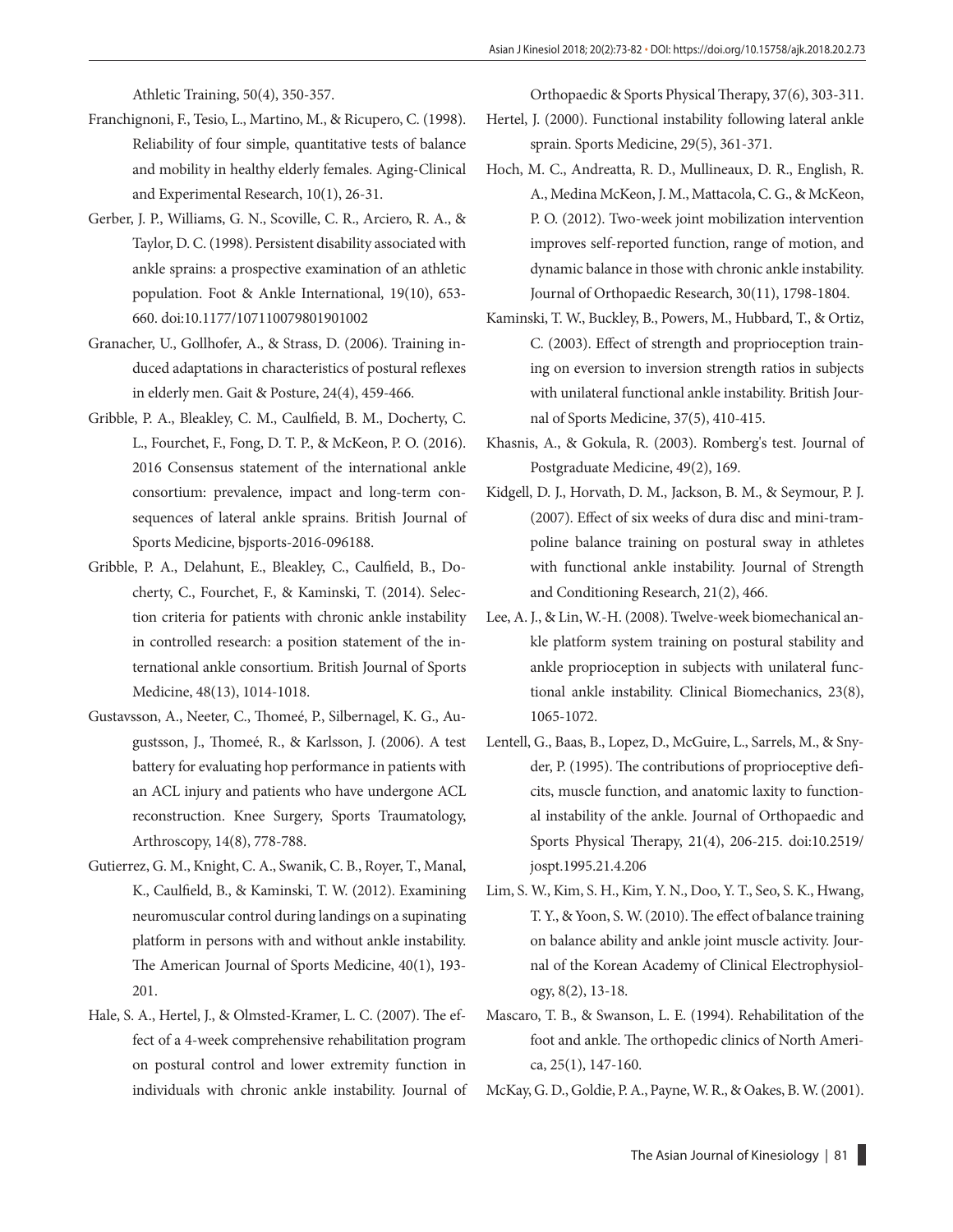Athletic Training, 50(4), 350-357.

Franchignoni, F., Tesio, L., Martino, M., & Ricupero, C. (1998). Reliability of four simple, quantitative tests of balance and mobility in healthy elderly females. Aging-Clinical and Experimental Research, 10(1), 26-31.

Gerber, J. P., Williams, G. N., Scoville, C. R., Arciero, R. A., & Taylor, D. C. (1998). Persistent disability associated with ankle sprains: a prospective examination of an athletic population. Foot & Ankle International, 19(10), 653-660. doi:10.1177/107110079801901002

Granacher, U., Gollhofer, A., & Strass, D. (2006). Training induced adaptations in characteristics of postural reflexes in elderly men. Gait & Posture, 24(4), 459-466.

Gribble, P. A., Bleakley, C. M., Caulfield, B. M., Docherty, C. L., Fourchet, F., Fong, D. T. P., & McKeon, P. O. (2016). 2016 Consensus statement of the international ankle consortium: prevalence, impact and long-term consequences of lateral ankle sprains. British Journal of Sports Medicine, bjsports-2016-096188.

Gribble, P. A., Delahunt, E., Bleakley, C., Caulfield, B., Docherty, C., Fourchet, F., & Kaminski, T. (2014). Selection criteria for patients with chronic ankle instability in controlled research: a position statement of the international ankle consortium. British Journal of Sports Medicine, 48(13), 1014-1018.

Gustavsson, A., Neeter, C., Thomeé, P., Silbernagel, K. G., Augustsson, J., Thomeé, R., & Karlsson, J. (2006). A test battery for evaluating hop performance in patients with an ACL injury and patients who have undergone ACL reconstruction. Knee Surgery, Sports Traumatology, Arthroscopy, 14(8), 778-788.

Gutierrez, G. M., Knight, C. A., Swanik, C. B., Royer, T., Manal, K., Caulfield, B., & Kaminski, T. W. (2012). Examining neuromuscular control during landings on a supinating platform in persons with and without ankle instability. The American Journal of Sports Medicine, 40(1), 193-201.

Hale, S. A., Hertel, J., & Olmsted-Kramer, L. C. (2007). The effect of a 4-week comprehensive rehabilitation program on postural control and lower extremity function in individuals with chronic ankle instability. Journal of Orthopaedic & Sports Physical Therapy, 37(6), 303-311.

Hertel, J. (2000). Functional instability following lateral ankle sprain. Sports Medicine, 29(5), 361-371.

Hoch, M. C., Andreatta, R. D., Mullineaux, D. R., English, R. A., Medina McKeon, J. M., Mattacola, C. G., & McKeon, P. O. (2012). Two-week joint mobilization intervention improves self-reported function, range of motion, and dynamic balance in those with chronic ankle instability. Journal of Orthopaedic Research, 30(11), 1798-1804.

Kaminski, T. W., Buckley, B., Powers, M., Hubbard, T., & Ortiz, C. (2003). Effect of strength and proprioception training on eversion to inversion strength ratios in subjects with unilateral functional ankle instability. British Journal of Sports Medicine, 37(5), 410-415.

Khasnis, A., & Gokula, R. (2003). Romberg's test. Journal of Postgraduate Medicine, 49(2), 169.

Kidgell, D. J., Horvath, D. M., Jackson, B. M., & Seymour, P. J. (2007). Effect of six weeks of dura disc and mini-trampoline balance training on postural sway in athletes with functional ankle instability. Journal of Strength and Conditioning Research, 21(2), 466.

Lee, A. J., & Lin, W.-H. (2008). Twelve-week biomechanical ankle platform system training on postural stability and ankle proprioception in subjects with unilateral functional ankle instability. Clinical Biomechanics, 23(8), 1065-1072.

Lentell, G., Baas, B., Lopez, D., McGuire, L., Sarrels, M., & Snyder, P. (1995). The contributions of proprioceptive deficits, muscle function, and anatomic laxity to functional instability of the ankle. Journal of Orthopaedic and Sports Physical Therapy, 21(4), 206-215. doi:10.2519/jospt.1995.21.4.206

Lim, S. W., Kim, S. H., Kim, Y. N., Doo, Y. T., Seo, S. K., Hwang, T. Y., & Yoon, S. W. (2010). The effect of balance training on balance ability and ankle joint muscle activity. Journal of the Korean Academy of Clinical Electrophysiology, 8(2), 13-18.

Mascaro, T. B., & Swanson, L. E. (1994). Rehabilitation of the foot and ankle. The orthopedic clinics of North America, 25(1), 147-160.

McKay, G. D., Goldie, P. A., Payne, W. R., & Oakes, B. W. (2001).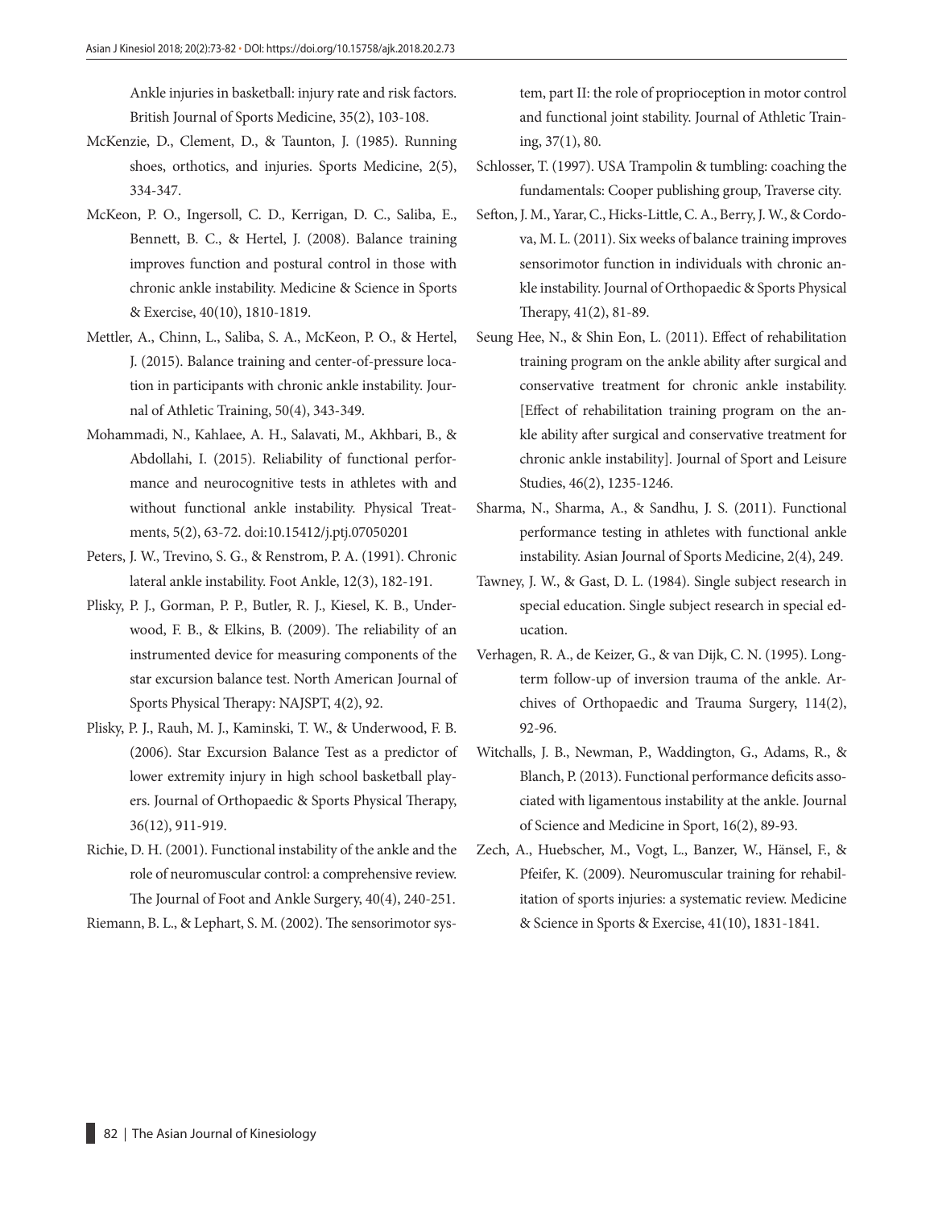Ankle injuries in basketball: injury rate and risk factors. British Journal of Sports Medicine, 35(2), 103-108.

McKenzie, D., Clement, D., & Taunton, J. (1985). Running shoes, orthotics, and injuries. Sports Medicine, 2(5), 334-347.

McKeon, P. O., Ingersoll, C. D., Kerrigan, D. C., Saliba, E., Bennett, B. C., & Hertel, J. (2008). Balance training improves function and postural control in those with chronic ankle instability. Medicine & Science in Sports & Exercise, 40(10), 1810-1819.

Mettler, A., Chinn, L., Saliba, S. A., McKeon, P. O., & Hertel, J. (2015). Balance training and center-of-pressure location in participants with chronic ankle instability. Journal of Athletic Training, 50(4), 343-349.

Mohammadi, N., Kahlaee, A. H., Salavati, M., Akhbari, B., & Abdollahi, I. (2015). Reliability of functional performance and neurocognitive tests in athletes with and without functional ankle instability. Physical Treatments, 5(2), 63-72. doi:10.15412/j.ptj.07050201

Peters, J. W., Trevino, S. G., & Renstrom, P. A. (1991). Chronic lateral ankle instability. Foot Ankle, 12(3), 182-191.

Plisky, P. J., Gorman, P. P., Butler, R. J., Kiesel, K. B., Underwood, F. B., & Elkins, B. (2009). The reliability of an instrumented device for measuring components of the star excursion balance test. North American Journal of Sports Physical Therapy: NAJSPT, 4(2), 92.

Plisky, P. J., Rauh, M. J., Kaminski, T. W., & Underwood, F. B. (2006). Star Excursion Balance Test as a predictor of lower extremity injury in high school basketball players. Journal of Orthopaedic & Sports Physical Therapy, 36(12), 911-919.

Richie, D. H. (2001). Functional instability of the ankle and the role of neuromuscular control: a comprehensive review. The Journal of Foot and Ankle Surgery, 40(4), 240-251.

Riemann, B. L., & Lephart, S. M. (2002). The sensorimotor system, part II: the role of proprioception in motor control and functional joint stability. Journal of Athletic Training, 37(1), 80.

Schlosser, T. (1997). USA Trampolin & tumbling: coaching the fundamentals: Cooper publishing group, Traverse city.

Sefton, J. M., Yarar, C., Hicks-Little, C. A., Berry, J. W., & Cordova, M. L. (2011). Six weeks of balance training improves sensorimotor function in individuals with chronic ankle instability. Journal of Orthopaedic & Sports Physical Therapy, 41(2), 81-89.

Seung Hee, N., & Shin Eon, L. (2011). Effect of rehabilitation training program on the ankle ability after surgical and conservative treatment for chronic ankle instability. [Effect of rehabilitation training program on the ankle ability after surgical and conservative treatment for chronic ankle instability]. Journal of Sport and Leisure Studies, 46(2), 1235-1246.

Sharma, N., Sharma, A., & Sandhu, J. S. (2011). Functional performance testing in athletes with functional ankle instability. Asian Journal of Sports Medicine, 2(4), 249.

Tawney, J. W., & Gast, D. L. (1984). Single subject research in special education. Single subject research in special education.

Verhagen, R. A., de Keizer, G., & van Dijk, C. N. (1995). Long-term follow-up of inversion trauma of the ankle. Archives of Orthopaedic and Trauma Surgery, 114(2), 92-96.

Witchalls, J. B., Newman, P., Waddington, G., Adams, R., & Blanch, P. (2013). Functional performance deficits associated with ligamentous instability at the ankle. Journal of Science and Medicine in Sport, 16(2), 89-93.

Zech, A., Huebscher, M., Vogt, L., Banzer, W., Hänsel, F., & Pfeifer, K. (2009). Neuromuscular training for rehabilitation of sports injuries: a systematic review. Medicine & Science in Sports & Exercise, 41(10), 1831-1841.